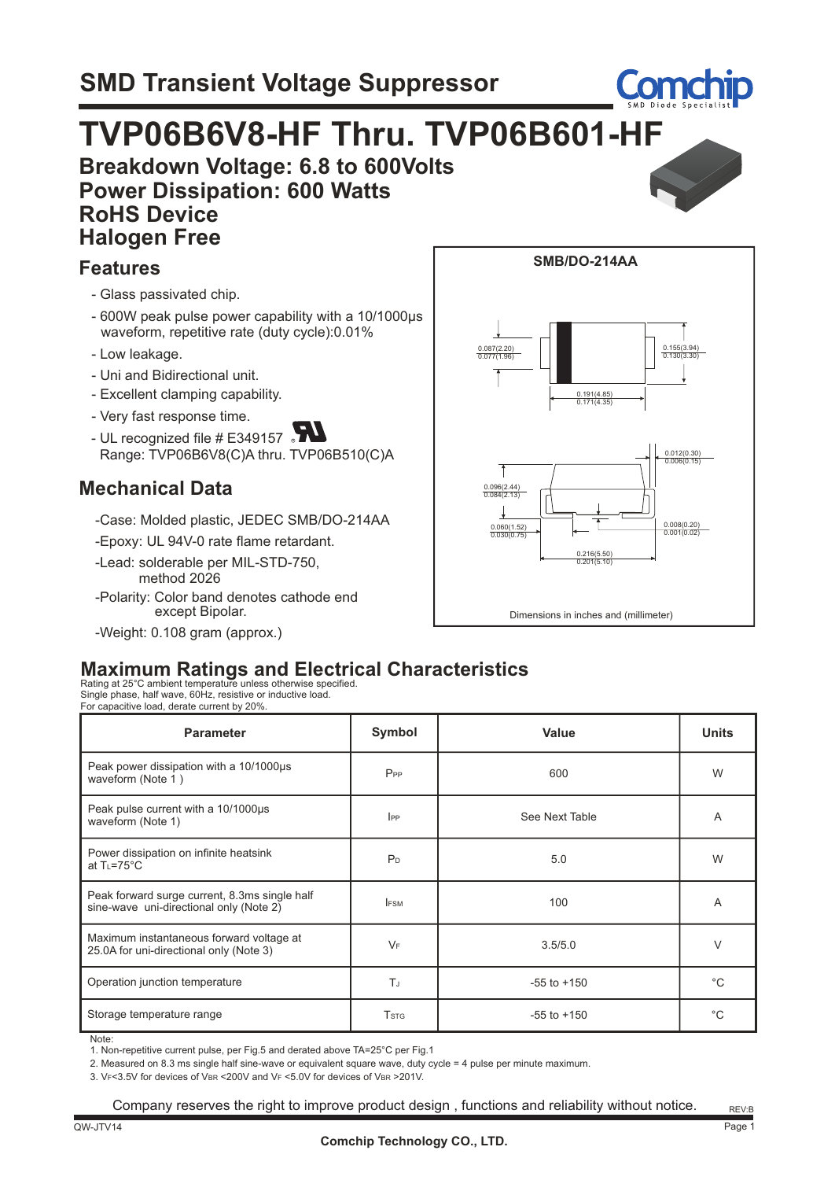# SMD Transient Voltage Suppressor

# TVP06B6V8-HF Thru. TVP06B601-HF

**Breakdown Voltage: 6.8 to 600Volts**
**Power Dissipation: 600 Watts**
**RoHS Device**
**Halogen Free**

## Features

- Glass passivated chip.
- 600W peak pulse power capability with a 10/1000μs waveform, repetitive rate (duty cycle):0.01%
- Low leakage.
- Uni and Bidirectional unit.
- Excellent clamping capability.
- Very fast response time.
- UL recognized file # E349157
  Range: TVP06B6V8(C)A thru. TVP06B510(C)A

## Mechanical Data

-Case: Molded plastic, JEDEC SMB/DO-214AA

-Epoxy: UL 94V-0 rate flame retardant.

-Lead: solderable per MIL-STD-750, method 2026

-Polarity: Color band denotes cathode end except Bipolar.

-Weight: 0.108 gram (approx.)

**SMB/DO-214AA**

0.087(2.20) / 0.077(1.96)
0.155(3.94) / 0.130(3.30)
0.191(4.85) / 0.171(4.35)
0.012(0.30) / 0.006(0.15)
0.096(2.44) / 0.084(2.13)
0.060(1.52) / 0.030(0.75)
0.008(0.20) / 0.001(0.02)
0.216(5.50) / 0.201(5.10)

Dimensions in inches and (millimeter)

## Maximum Ratings and Electrical Characteristics

Rating at 25°C ambient temperature unless otherwise specified.
Single phase, half wave, 60Hz, resistive or inductive load.
For capacitive load, derate current by 20%.

| Parameter | Symbol | Value | Units |
|---|---|---|---|
| Peak power dissipation with a 10/1000μs waveform (Note 1 ) | $P_{PP}$ | 600 | W |
| Peak pulse current with a 10/1000μs waveform (Note 1) | $I_{PP}$ | See Next Table | A |
| Power dissipation on infinite heatsink at $T_L$=75°C | $P_D$ | 5.0 | W |
| Peak forward surge current, 8.3ms single half sine-wave uni-directional only (Note 2) | $I_{FSM}$ | 100 | A |
| Maximum instantaneous forward voltage at 25.0A for uni-directional only (Note 3) | $V_F$ | 3.5/5.0 | V |
| Operation junction temperature | $T_J$ | -55 to +150 | °C |
| Storage temperature range | $T_{STG}$ | -55 to +150 | °C |

Note:
1. Non-repetitive current pulse, per Fig.5 and derated above TA=25°C per Fig.1
2. Measured on 8.3 ms single half sine-wave or equivalent square wave, duty cycle = 4 pulse per minute maximum.
3. $V_F$<3.5V for devices of $V_{BR}$ <200V and $V_F$ <5.0V for devices of $V_{BR}$ >201V.

Company reserves the right to improve product design , functions and reliability without notice.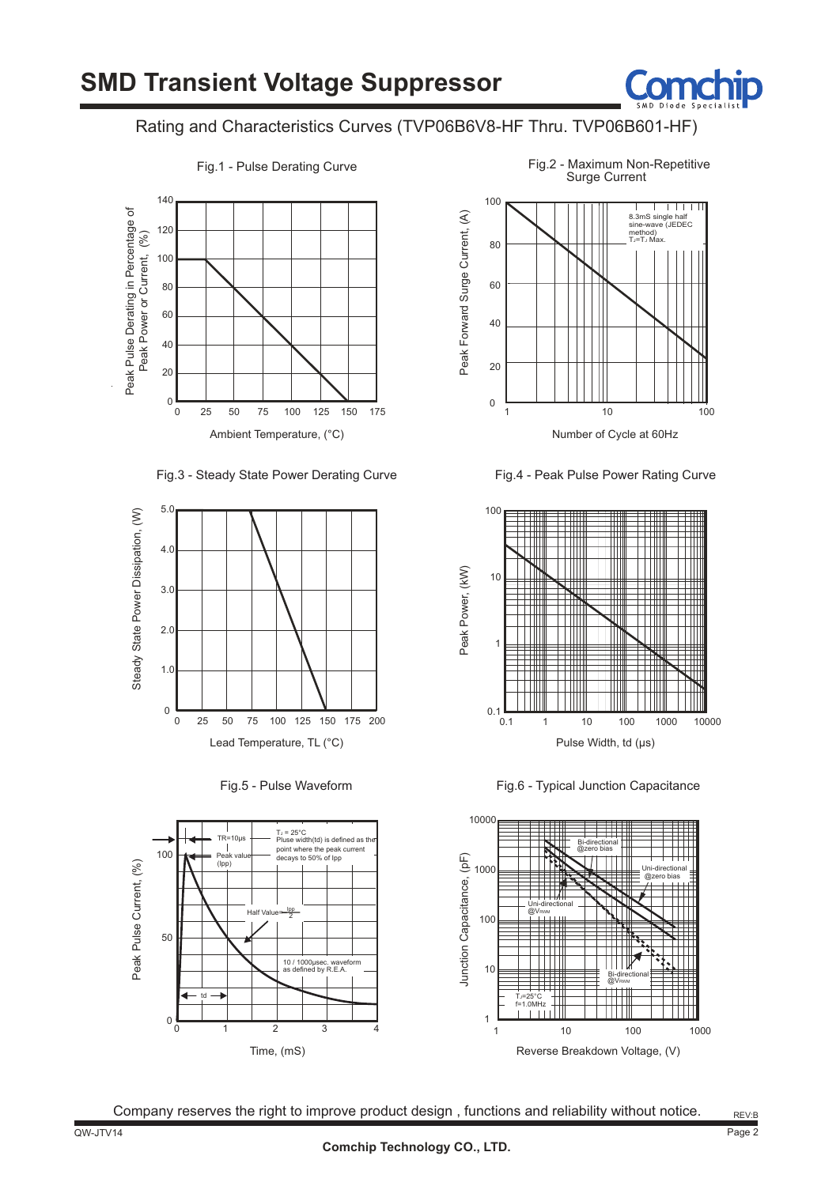# SMD Transient Voltage Suppressor

## Rating and Characteristics Curves (TVP06B6V8-HF Thru. TVP06B601-HF)

Fig.1 - Pulse Derating Curve

Peak Pulse Derating in Percentage of Peak Power or Current, (%)

Ambient Temperature, (°C)

Fig.2 - Maximum Non-Repetitive Surge Current

8.3mS single half sine-wave (JEDEC method) $T_J$=$T_J$ Max.

Peak Forward Surge Current, (A)

Number of Cycle at 60Hz

Fig.3 - Steady State Power Derating Curve

Steady State Power Dissipation, (W)

Lead Temperature, TL (°C)

Fig.4 - Peak Pulse Power Rating Curve

Peak Power, (kW)

Pulse Width, td (μs)

Fig.5 - Pulse Waveform

TR=10μs

Peak value (Ipp)

$T_J$ = 25°C
Pluse width(td) is defined as the point where the peak current decays to 50% of Ipp

Half Value= $\frac{Ipp}{2}$

10 / 1000μsec. waveform as defined by R.E.A.

td

Peak Pulse Current, (%)

Time, (mS)

Fig.6 - Typical Junction Capacitance

Bi-directional @zero bias

Uni-directional @zero bias

Uni-directional @$V_{RWM}$

Bi-directional @$V_{RWM}$

$T_J$=25°C
f=1.0MHz

Junction Capacitance, (pF)

Reverse Breakdown Voltage, (V)

Company reserves the right to improve product design , functions and reliability without notice.

REV:B

QW-JTV14

Comchip Technology CO., LTD.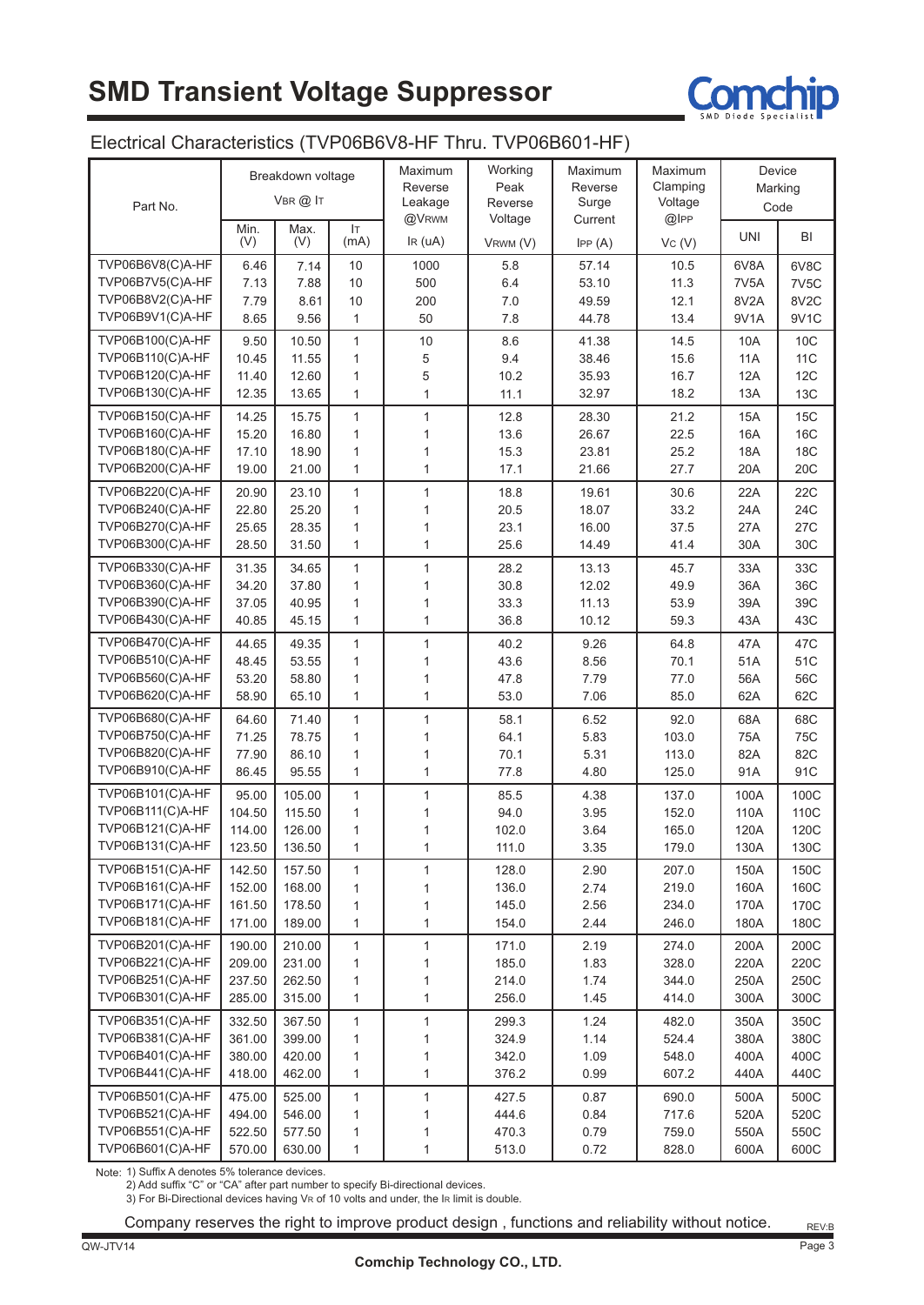# SMD Transient Voltage Suppressor

## Electrical Characteristics (TVP06B6V8-HF Thru. TVP06B601-HF)

| Part No. | Breakdown voltage $V_{BR}$ @ $I_T$ | | | Maximum Reverse Leakage @$V_{RWM}$ | Working Peak Reverse Voltage | Maximum Reverse Surge Current | Maximum Clamping Voltage @$I_{PP}$ | Device Marking Code | |
|---|---|---|---|---|---|---|---|---|---|
| | Min. (V) | Max. (V) | $I_T$ (mA) | $I_R$ (uA) | $V_{RWM}$ (V) | $I_{PP}$ (A) | $V_C$ (V) | UNI | BI |
| TVP06B6V8(C)A-HF | 6.46 | 7.14 | 10 | 1000 | 5.8 | 57.14 | 10.5 | 6V8A | 6V8C |
| TVP06B7V5(C)A-HF | 7.13 | 7.88 | 10 | 500 | 6.4 | 53.10 | 11.3 | 7V5A | 7V5C |
| TVP06B8V2(C)A-HF | 7.79 | 8.61 | 10 | 200 | 7.0 | 49.59 | 12.1 | 8V2A | 8V2C |
| TVP06B9V1(C)A-HF | 8.65 | 9.56 | 1 | 50 | 7.8 | 44.78 | 13.4 | 9V1A | 9V1C |
| TVP06B100(C)A-HF | 9.50 | 10.50 | 1 | 10 | 8.6 | 41.38 | 14.5 | 10A | 10C |
| TVP06B110(C)A-HF | 10.45 | 11.55 | 1 | 5 | 9.4 | 38.46 | 15.6 | 11A | 11C |
| TVP06B120(C)A-HF | 11.40 | 12.60 | 1 | 5 | 10.2 | 35.93 | 16.7 | 12A | 12C |
| TVP06B130(C)A-HF | 12.35 | 13.65 | 1 | 1 | 11.1 | 32.97 | 18.2 | 13A | 13C |
| TVP06B150(C)A-HF | 14.25 | 15.75 | 1 | 1 | 12.8 | 28.30 | 21.2 | 15A | 15C |
| TVP06B160(C)A-HF | 15.20 | 16.80 | 1 | 1 | 13.6 | 26.67 | 22.5 | 16A | 16C |
| TVP06B180(C)A-HF | 17.10 | 18.90 | 1 | 1 | 15.3 | 23.81 | 25.2 | 18A | 18C |
| TVP06B200(C)A-HF | 19.00 | 21.00 | 1 | 1 | 17.1 | 21.66 | 27.7 | 20A | 20C |
| TVP06B220(C)A-HF | 20.90 | 23.10 | 1 | 1 | 18.8 | 19.61 | 30.6 | 22A | 22C |
| TVP06B240(C)A-HF | 22.80 | 25.20 | 1 | 1 | 20.5 | 18.07 | 33.2 | 24A | 24C |
| TVP06B270(C)A-HF | 25.65 | 28.35 | 1 | 1 | 23.1 | 16.00 | 37.5 | 27A | 27C |
| TVP06B300(C)A-HF | 28.50 | 31.50 | 1 | 1 | 25.6 | 14.49 | 41.4 | 30A | 30C |
| TVP06B330(C)A-HF | 31.35 | 34.65 | 1 | 1 | 28.2 | 13.13 | 45.7 | 33A | 33C |
| TVP06B360(C)A-HF | 34.20 | 37.80 | 1 | 1 | 30.8 | 12.02 | 49.9 | 36A | 36C |
| TVP06B390(C)A-HF | 37.05 | 40.95 | 1 | 1 | 33.3 | 11.13 | 53.9 | 39A | 39C |
| TVP06B430(C)A-HF | 40.85 | 45.15 | 1 | 1 | 36.8 | 10.12 | 59.3 | 43A | 43C |
| TVP06B470(C)A-HF | 44.65 | 49.35 | 1 | 1 | 40.2 | 9.26 | 64.8 | 47A | 47C |
| TVP06B510(C)A-HF | 48.45 | 53.55 | 1 | 1 | 43.6 | 8.56 | 70.1 | 51A | 51C |
| TVP06B560(C)A-HF | 53.20 | 58.80 | 1 | 1 | 47.8 | 7.79 | 77.0 | 56A | 56C |
| TVP06B620(C)A-HF | 58.90 | 65.10 | 1 | 1 | 53.0 | 7.06 | 85.0 | 62A | 62C |
| TVP06B680(C)A-HF | 64.60 | 71.40 | 1 | 1 | 58.1 | 6.52 | 92.0 | 68A | 68C |
| TVP06B750(C)A-HF | 71.25 | 78.75 | 1 | 1 | 64.1 | 5.83 | 103.0 | 75A | 75C |
| TVP06B820(C)A-HF | 77.90 | 86.10 | 1 | 1 | 70.1 | 5.31 | 113.0 | 82A | 82C |
| TVP06B910(C)A-HF | 86.45 | 95.55 | 1 | 1 | 77.8 | 4.80 | 125.0 | 91A | 91C |
| TVP06B101(C)A-HF | 95.00 | 105.00 | 1 | 1 | 85.5 | 4.38 | 137.0 | 100A | 100C |
| TVP06B111(C)A-HF | 104.50 | 115.50 | 1 | 1 | 94.0 | 3.95 | 152.0 | 110A | 110C |
| TVP06B121(C)A-HF | 114.00 | 126.00 | 1 | 1 | 102.0 | 3.64 | 165.0 | 120A | 120C |
| TVP06B131(C)A-HF | 123.50 | 136.50 | 1 | 1 | 111.0 | 3.35 | 179.0 | 130A | 130C |
| TVP06B151(C)A-HF | 142.50 | 157.50 | 1 | 1 | 128.0 | 2.90 | 207.0 | 150A | 150C |
| TVP06B161(C)A-HF | 152.00 | 168.00 | 1 | 1 | 136.0 | 2.74 | 219.0 | 160A | 160C |
| TVP06B171(C)A-HF | 161.50 | 178.50 | 1 | 1 | 145.0 | 2.56 | 234.0 | 170A | 170C |
| TVP06B181(C)A-HF | 171.00 | 189.00 | 1 | 1 | 154.0 | 2.44 | 246.0 | 180A | 180C |
| TVP06B201(C)A-HF | 190.00 | 210.00 | 1 | 1 | 171.0 | 2.19 | 274.0 | 200A | 200C |
| TVP06B221(C)A-HF | 209.00 | 231.00 | 1 | 1 | 185.0 | 1.83 | 328.0 | 220A | 220C |
| TVP06B251(C)A-HF | 237.50 | 262.50 | 1 | 1 | 214.0 | 1.74 | 344.0 | 250A | 250C |
| TVP06B301(C)A-HF | 285.00 | 315.00 | 1 | 1 | 256.0 | 1.45 | 414.0 | 300A | 300C |
| TVP06B351(C)A-HF | 332.50 | 367.50 | 1 | 1 | 299.3 | 1.24 | 482.0 | 350A | 350C |
| TVP06B381(C)A-HF | 361.00 | 399.00 | 1 | 1 | 324.9 | 1.14 | 524.4 | 380A | 380C |
| TVP06B401(C)A-HF | 380.00 | 420.00 | 1 | 1 | 342.0 | 1.09 | 548.0 | 400A | 400C |
| TVP06B441(C)A-HF | 418.00 | 462.00 | 1 | 1 | 376.2 | 0.99 | 607.2 | 440A | 440C |
| TVP06B501(C)A-HF | 475.00 | 525.00 | 1 | 1 | 427.5 | 0.87 | 690.0 | 500A | 500C |
| TVP06B521(C)A-HF | 494.00 | 546.00 | 1 | 1 | 444.6 | 0.84 | 717.6 | 520A | 520C |
| TVP06B551(C)A-HF | 522.50 | 577.50 | 1 | 1 | 470.3 | 0.79 | 759.0 | 550A | 550C |
| TVP06B601(C)A-HF | 570.00 | 630.00 | 1 | 1 | 513.0 | 0.72 | 828.0 | 600A | 600C |

Note: 1) Suffix A denotes 5% tolerance devices.
2) Add suffix "C" or "CA" after part number to specify Bi-directional devices.
3) For Bi-Directional devices having $V_R$ of 10 volts and under, the $I_R$ limit is double.

Company reserves the right to improve product design , functions and reliability without notice.

REV:B

QW-JTV14

Comchip Technology CO., LTD.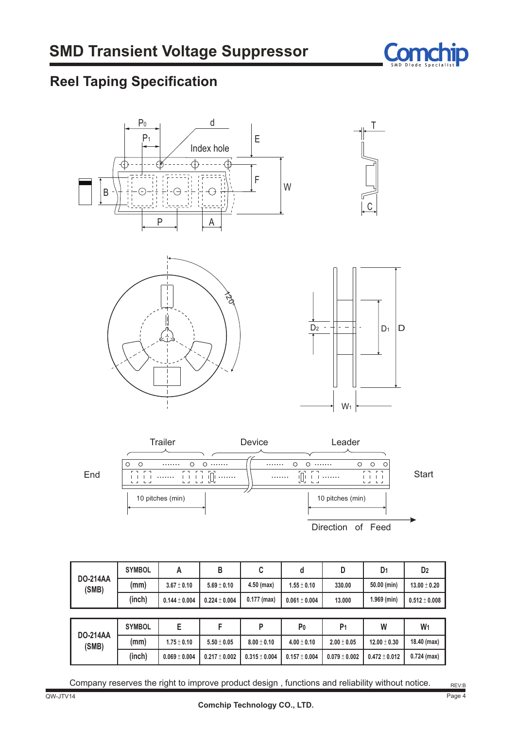# SMD Transient Voltage Suppressor

## Reel Taping Specification

| DO-214AA (SMB) | SYMBOL | A | B | C | d | D | $D_1$ | $D_2$ |
|---|---|---|---|---|---|---|---|---|
| | (mm) | 3.67 ± 0.10 | 5.69 ± 0.10 | 4.50 (max) | 1.55 ± 0.10 | 330.00 | 50.00 (min) | 13.00 ± 0.20 |
| | (inch) | 0.144 ± 0.004 | 0.224 ± 0.004 | 0.177 (max) | 0.061 ± 0.004 | 13.000 | 1.969 (min) | 0.512 ± 0.008 |

| DO-214AA (SMB) | SYMBOL | E | F | P | $P_0$ | $P_1$ | W | $W_1$ |
|---|---|---|---|---|---|---|---|---|
| | (mm) | 1.75 ± 0.10 | 5.50 ± 0.05 | 8.00 ± 0.10 | 4.00 ± 0.10 | 2.00 ± 0.05 | 12.00 ± 0.30 | 18.40 (max) |
| | (inch) | 0.069 ± 0.004 | 0.217 ± 0.002 | 0.315 ± 0.004 | 0.157 ± 0.004 | 0.079 ± 0.002 | 0.472 ± 0.012 | 0.724 (max) |

Company reserves the right to improve product design , functions and reliability without notice.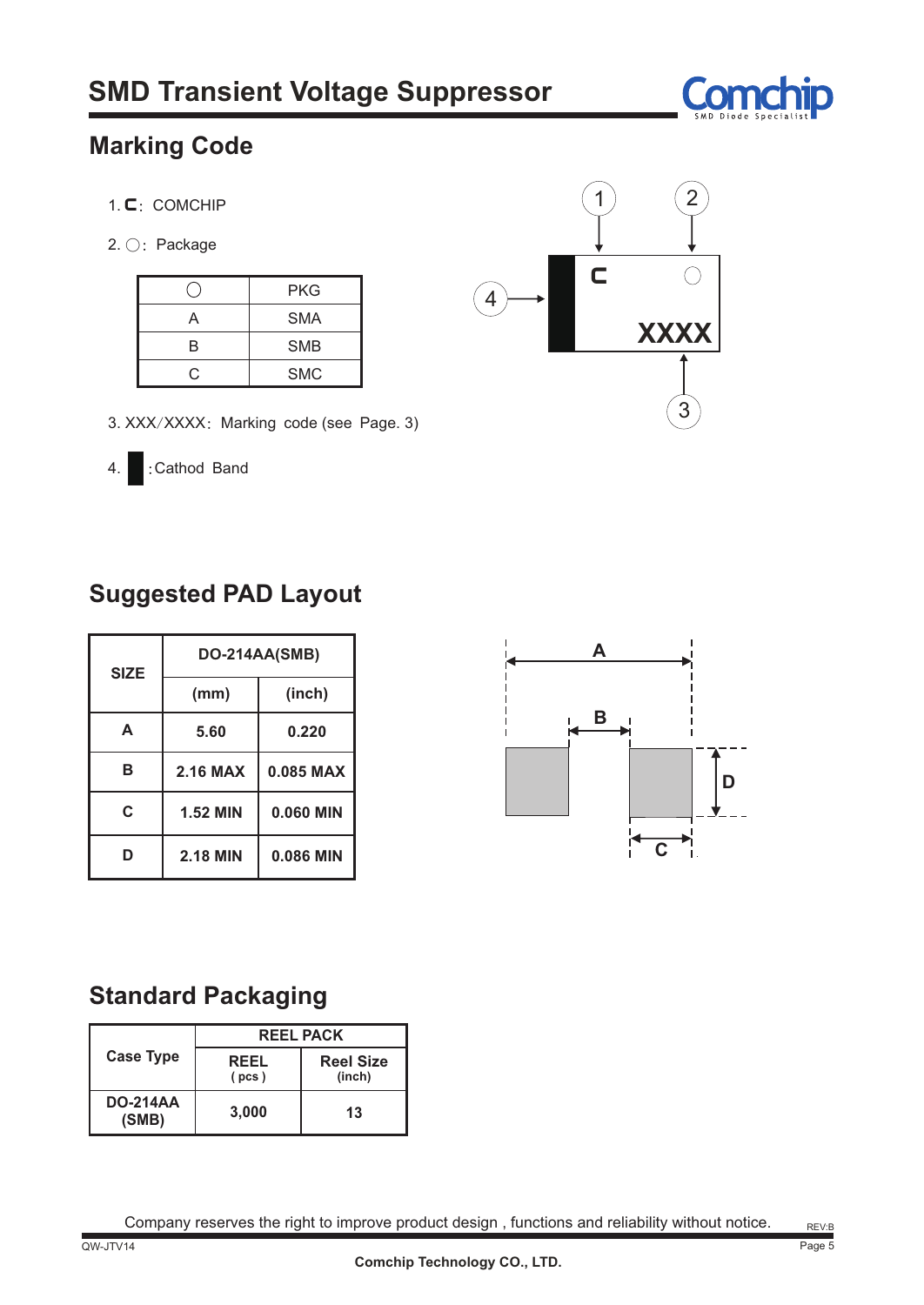# SMD Transient Voltage Suppressor

## Marking Code

1. C: COMCHIP

2. ○: Package

| ○ | PKG |
|---|---|
| A | SMA |
| B | SMB |
| C | SMC |

3. XXX/XXXX: Marking code (see Page. 3)

4. █ :Cathod Band

## Suggested PAD Layout

| SIZE | DO-214AA(SMB) | |
|---|---|---|
| | (mm) | (inch) |
| A | 5.60 | 0.220 |
| B | 2.16 MAX | 0.085 MAX |
| C | 1.52 MIN | 0.060 MIN |
| D | 2.18 MIN | 0.086 MIN |

## Standard Packaging

| Case Type | REEL PACK | |
|---|---|---|
| | REEL (pcs) | Reel Size (inch) |
| DO-214AA (SMB) | 3,000 | 13 |

Company reserves the right to improve product design , functions and reliability without notice.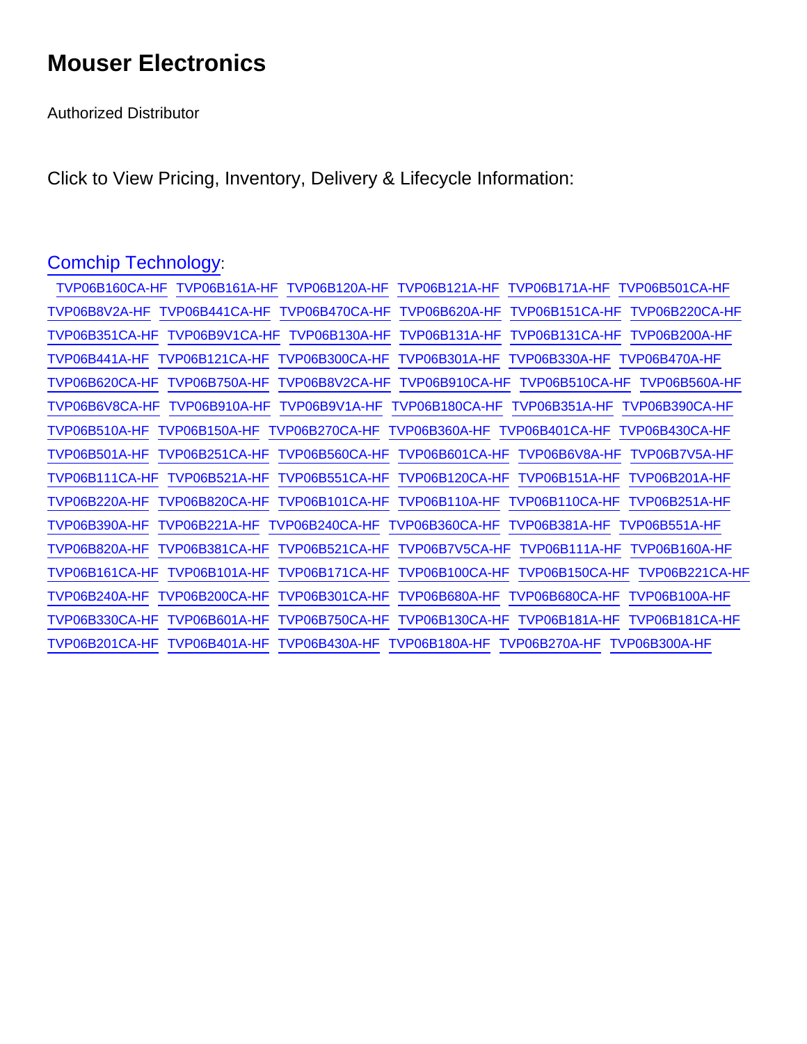# Mouser Electronics

Authorized Distributor

Click to View Pricing, Inventory, Delivery & Lifecycle Information:

Comchip Technology:

TVP06B160CA-HF TVP06B161A-HF TVP06B120A-HF TVP06B121A-HF TVP06B171A-HF TVP06B501CA-HF TVP06B8V2A-HF TVP06B441CA-HF TVP06B470CA-HF TVP06B620A-HF TVP06B151CA-HF TVP06B220CA-HF TVP06B351CA-HF TVP06B9V1CA-HF TVP06B130A-HF TVP06B131A-HF TVP06B131CA-HF TVP06B200A-HF TVP06B441A-HF TVP06B121CA-HF TVP06B300CA-HF TVP06B301A-HF TVP06B330A-HF TVP06B470A-HF TVP06B620CA-HF TVP06B750A-HF TVP06B8V2CA-HF TVP06B910CA-HF TVP06B510CA-HF TVP06B560A-HF TVP06B6V8CA-HF TVP06B910A-HF TVP06B9V1A-HF TVP06B180CA-HF TVP06B351A-HF TVP06B390CA-HF TVP06B510A-HF TVP06B150A-HF TVP06B270CA-HF TVP06B360A-HF TVP06B401CA-HF TVP06B430CA-HF TVP06B501A-HF TVP06B251CA-HF TVP06B560CA-HF TVP06B601CA-HF TVP06B6V8A-HF TVP06B7V5A-HF TVP06B111CA-HF TVP06B521A-HF TVP06B551CA-HF TVP06B120CA-HF TVP06B151A-HF TVP06B201A-HF TVP06B220A-HF TVP06B820CA-HF TVP06B101CA-HF TVP06B110A-HF TVP06B110CA-HF TVP06B251A-HF TVP06B390A-HF TVP06B221A-HF TVP06B240CA-HF TVP06B360CA-HF TVP06B381A-HF TVP06B551A-HF TVP06B820A-HF TVP06B381CA-HF TVP06B521CA-HF TVP06B7V5CA-HF TVP06B111A-HF TVP06B160A-HF TVP06B161CA-HF TVP06B101A-HF TVP06B171CA-HF TVP06B100CA-HF TVP06B150CA-HF TVP06B221CA-HF TVP06B240A-HF TVP06B200CA-HF TVP06B301CA-HF TVP06B680A-HF TVP06B680CA-HF TVP06B100A-HF TVP06B330CA-HF TVP06B601A-HF TVP06B750CA-HF TVP06B130CA-HF TVP06B181A-HF TVP06B181CA-HF TVP06B201CA-HF TVP06B401A-HF TVP06B430A-HF TVP06B180A-HF TVP06B270A-HF TVP06B300A-HF